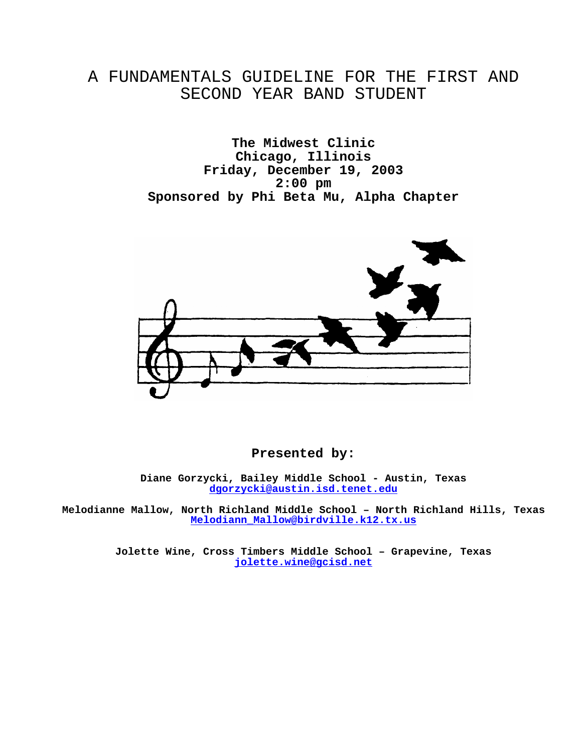# A FUNDAMENTALS GUIDELINE FOR THE FIRST AND SECOND YEAR BAND STUDENT

**The Midwest Clinic**
**Chicago, Illinois**
**Friday, December 19, 2003**
**2:00 pm**
**Sponsored by Phi Beta Mu, Alpha Chapter**

**Presented by:**

**Diane Gorzycki, Bailey Middle School - Austin, Texas**
dgorzycki@austin.isd.tenet.edu

**Melodianne Mallow, North Richland Middle School – North Richland Hills, Texas**
Melodiann_Mallow@birdville.k12.tx.us

**Jolette Wine, Cross Timbers Middle School – Grapevine, Texas**
jolette.wine@gcisd.net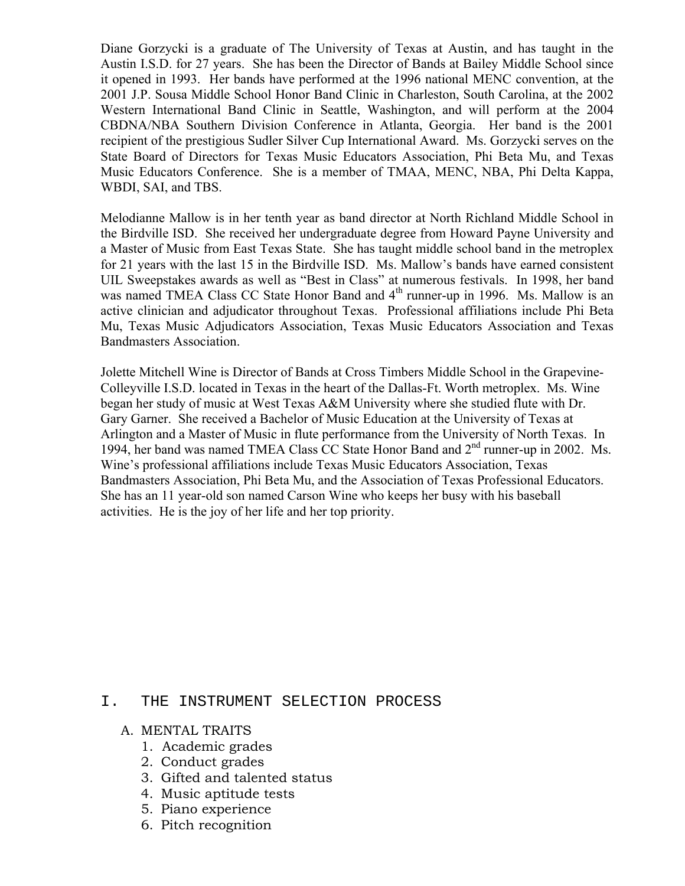Diane Gorzycki is a graduate of The University of Texas at Austin, and has taught in the Austin I.S.D. for 27 years. She has been the Director of Bands at Bailey Middle School since it opened in 1993. Her bands have performed at the 1996 national MENC convention, at the 2001 J.P. Sousa Middle School Honor Band Clinic in Charleston, South Carolina, at the 2002 Western International Band Clinic in Seattle, Washington, and will perform at the 2004 CBDNA/NBA Southern Division Conference in Atlanta, Georgia. Her band is the 2001 recipient of the prestigious Sudler Silver Cup International Award. Ms. Gorzycki serves on the State Board of Directors for Texas Music Educators Association, Phi Beta Mu, and Texas Music Educators Conference. She is a member of TMAA, MENC, NBA, Phi Delta Kappa, WBDI, SAI, and TBS.

Melodianne Mallow is in her tenth year as band director at North Richland Middle School in the Birdville ISD. She received her undergraduate degree from Howard Payne University and a Master of Music from East Texas State. She has taught middle school band in the metroplex for 21 years with the last 15 in the Birdville ISD. Ms. Mallow's bands have earned consistent UIL Sweepstakes awards as well as "Best in Class" at numerous festivals. In 1998, her band was named TMEA Class CC State Honor Band and 4th runner-up in 1996. Ms. Mallow is an active clinician and adjudicator throughout Texas. Professional affiliations include Phi Beta Mu, Texas Music Adjudicators Association, Texas Music Educators Association and Texas Bandmasters Association.

Jolette Mitchell Wine is Director of Bands at Cross Timbers Middle School in the Grapevine-Colleyville I.S.D. located in Texas in the heart of the Dallas-Ft. Worth metroplex. Ms. Wine began her study of music at West Texas A&M University where she studied flute with Dr. Gary Garner. She received a Bachelor of Music Education at the University of Texas at Arlington and a Master of Music in flute performance from the University of North Texas. In 1994, her band was named TMEA Class CC State Honor Band and 2nd runner-up in 2002. Ms. Wine's professional affiliations include Texas Music Educators Association, Texas Bandmasters Association, Phi Beta Mu, and the Association of Texas Professional Educators. She has an 11 year-old son named Carson Wine who keeps her busy with his baseball activities. He is the joy of her life and her top priority.

## I. THE INSTRUMENT SELECTION PROCESS

A. MENTAL TRAITS

1. Academic grades
2. Conduct grades
3. Gifted and talented status
4. Music aptitude tests
5. Piano experience
6. Pitch recognition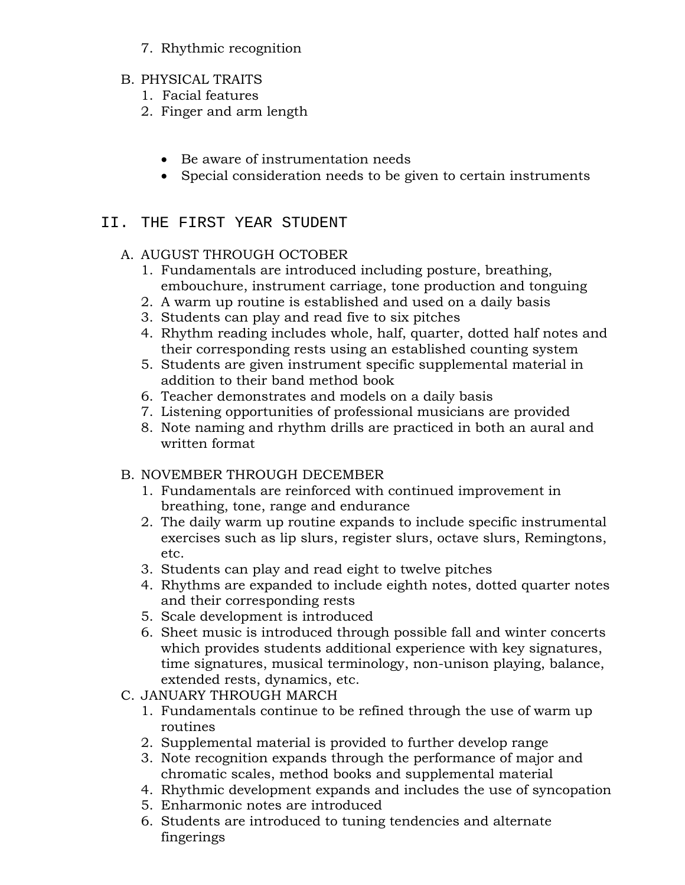7. Rhythmic recognition

B. PHYSICAL TRAITS
   1. Facial features
   2. Finger and arm length

- Be aware of instrumentation needs
- Special consideration needs to be given to certain instruments

## II. THE FIRST YEAR STUDENT

A. AUGUST THROUGH OCTOBER
   1. Fundamentals are introduced including posture, breathing, embouchure, instrument carriage, tone production and tonguing
   2. A warm up routine is established and used on a daily basis
   3. Students can play and read five to six pitches
   4. Rhythm reading includes whole, half, quarter, dotted half notes and their corresponding rests using an established counting system
   5. Students are given instrument specific supplemental material in addition to their band method book
   6. Teacher demonstrates and models on a daily basis
   7. Listening opportunities of professional musicians are provided
   8. Note naming and rhythm drills are practiced in both an aural and written format

B. NOVEMBER THROUGH DECEMBER
   1. Fundamentals are reinforced with continued improvement in breathing, tone, range and endurance
   2. The daily warm up routine expands to include specific instrumental exercises such as lip slurs, register slurs, octave slurs, Remingtons, etc.
   3. Students can play and read eight to twelve pitches
   4. Rhythms are expanded to include eighth notes, dotted quarter notes and their corresponding rests
   5. Scale development is introduced
   6. Sheet music is introduced through possible fall and winter concerts which provides students additional experience with key signatures, time signatures, musical terminology, non-unison playing, balance, extended rests, dynamics, etc.

C. JANUARY THROUGH MARCH
   1. Fundamentals continue to be refined through the use of warm up routines
   2. Supplemental material is provided to further develop range
   3. Note recognition expands through the performance of major and chromatic scales, method books and supplemental material
   4. Rhythmic development expands and includes the use of syncopation
   5. Enharmonic notes are introduced
   6. Students are introduced to tuning tendencies and alternate fingerings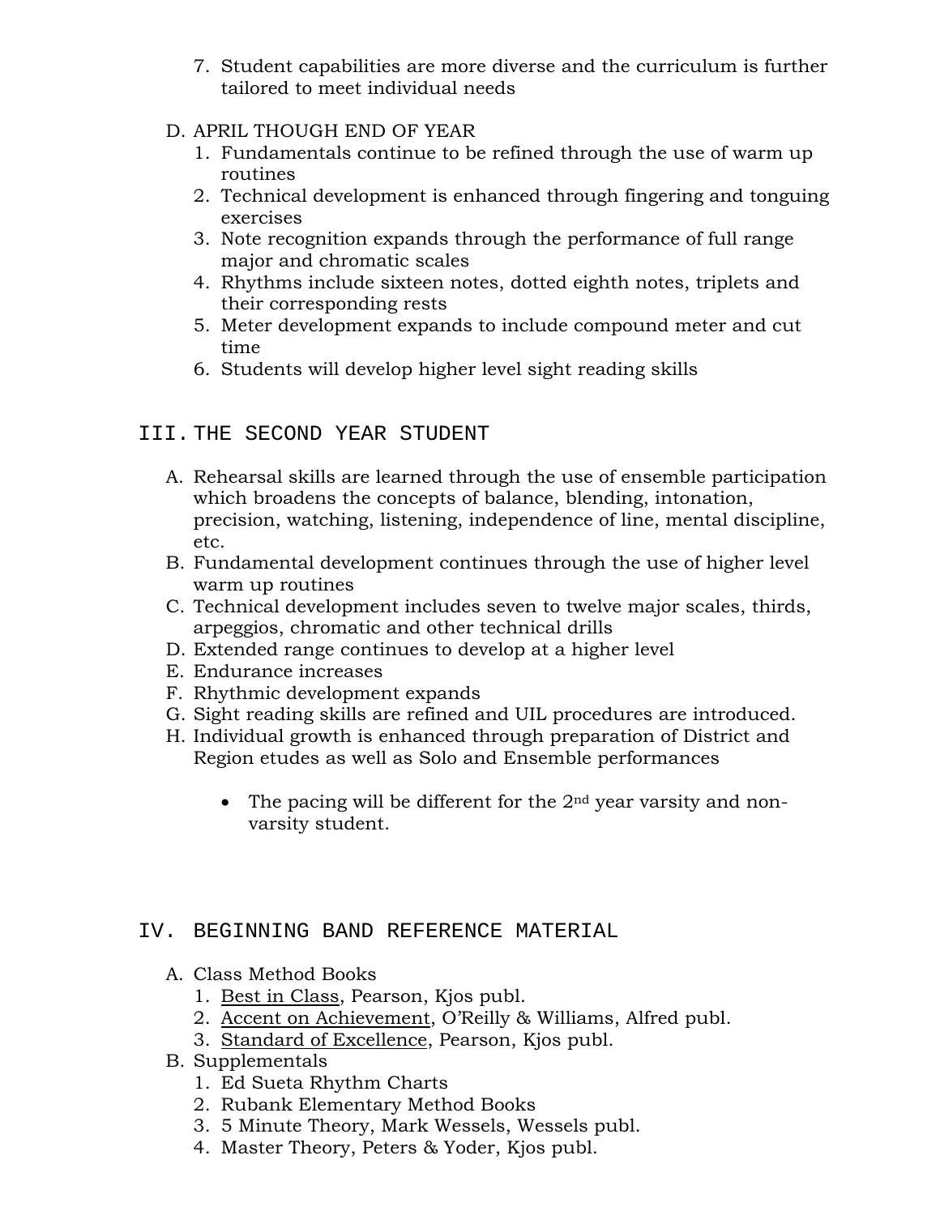7. Student capabilities are more diverse and the curriculum is further tailored to meet individual needs

D. APRIL THOUGH END OF YEAR
   1. Fundamentals continue to be refined through the use of warm up routines
   2. Technical development is enhanced through fingering and tonguing exercises
   3. Note recognition expands through the performance of full range major and chromatic scales
   4. Rhythms include sixteen notes, dotted eighth notes, triplets and their corresponding rests
   5. Meter development expands to include compound meter and cut time
   6. Students will develop higher level sight reading skills

## III. THE SECOND YEAR STUDENT

A. Rehearsal skills are learned through the use of ensemble participation which broadens the concepts of balance, blending, intonation, precision, watching, listening, independence of line, mental discipline, etc.
B. Fundamental development continues through the use of higher level warm up routines
C. Technical development includes seven to twelve major scales, thirds, arpeggios, chromatic and other technical drills
D. Extended range continues to develop at a higher level
E. Endurance increases
F. Rhythmic development expands
G. Sight reading skills are refined and UIL procedures are introduced.
H. Individual growth is enhanced through preparation of District and Region etudes as well as Solo and Ensemble performances

- The pacing will be different for the 2nd year varsity and non-varsity student.

## IV. BEGINNING BAND REFERENCE MATERIAL

A. Class Method Books
   1. Best in Class, Pearson, Kjos publ.
   2. Accent on Achievement, O'Reilly & Williams, Alfred publ.
   3. Standard of Excellence, Pearson, Kjos publ.
B. Supplementals
   1. Ed Sueta Rhythm Charts
   2. Rubank Elementary Method Books
   3. 5 Minute Theory, Mark Wessels, Wessels publ.
   4. Master Theory, Peters & Yoder, Kjos publ.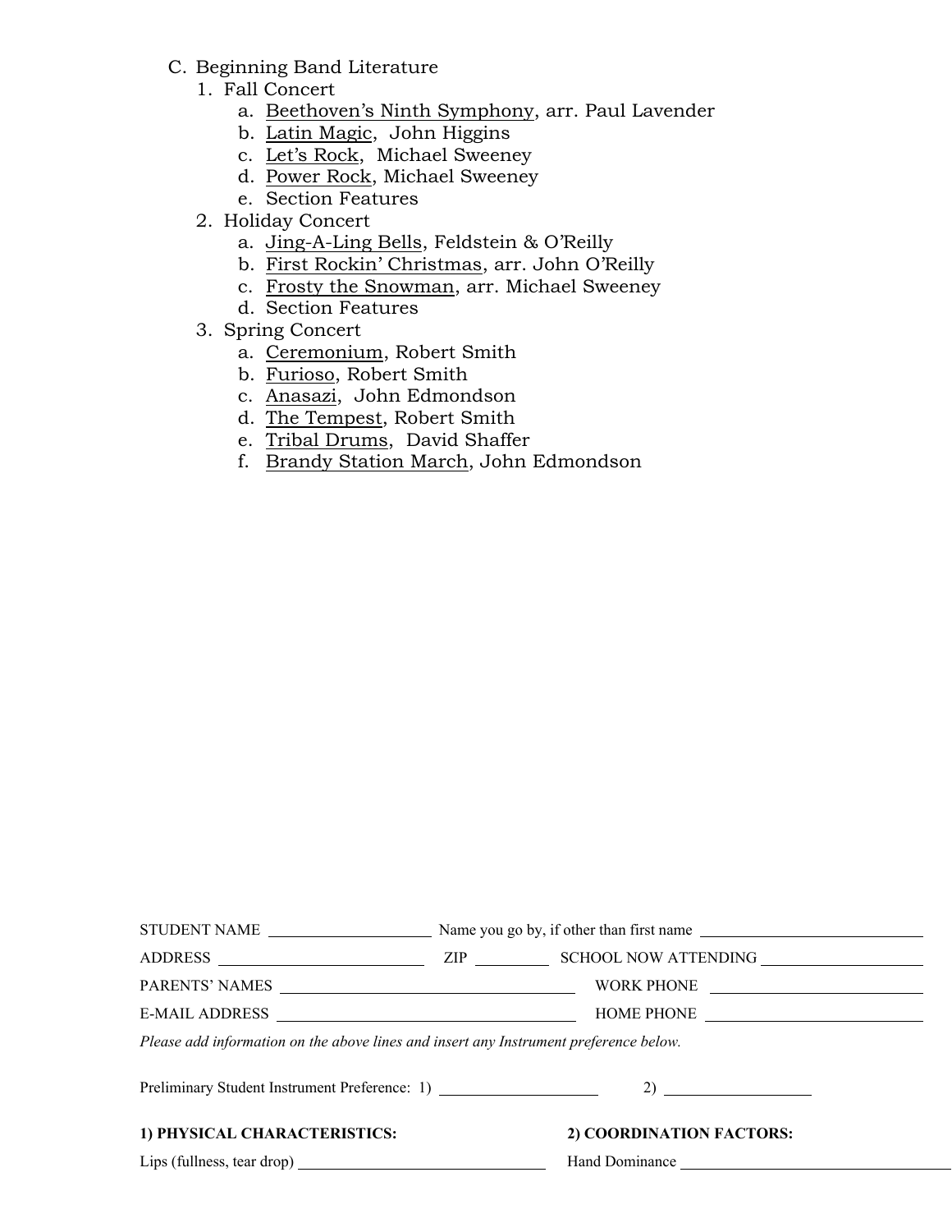C. Beginning Band Literature

1. Fall Concert
   a. Beethoven's Ninth Symphony, arr. Paul Lavender
   b. Latin Magic, John Higgins
   c. Let's Rock, Michael Sweeney
   d. Power Rock, Michael Sweeney
   e. Section Features
2. Holiday Concert
   a. Jing-A-Ling Bells, Feldstein & O'Reilly
   b. First Rockin' Christmas, arr. John O'Reilly
   c. Frosty the Snowman, arr. Michael Sweeney
   d. Section Features
3. Spring Concert
   a. Ceremonium, Robert Smith
   b. Furioso, Robert Smith
   c. Anasazi, John Edmondson
   d. The Tempest, Robert Smith
   e. Tribal Drums, David Shaffer
   f. Brandy Station March, John Edmondson

STUDENT NAME ____________________ Name you go by, if other than first name ____________________

ADDRESS ____________________ ZIP __________ SCHOOL NOW ATTENDING ____________________

PARENTS' NAMES ____________________ WORK PHONE ____________________

E-MAIL ADDRESS ____________________ HOME PHONE ____________________

*Please add information on the above lines and insert any Instrument preference below.*

Preliminary Student Instrument Preference: 1) ____________________ 2) ____________________

**1) PHYSICAL CHARACTERISTICS:**

Lips (fullness, tear drop) ____________________

**2) COORDINATION FACTORS:**

Hand Dominance ____________________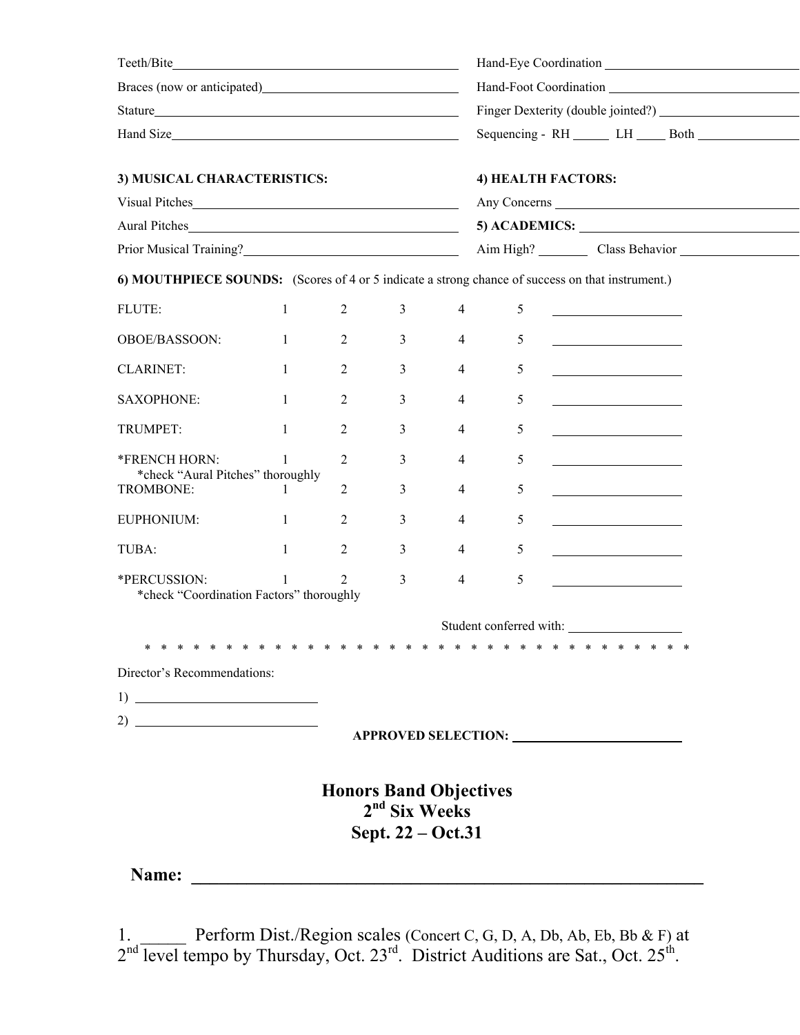Teeth/Bite \_\_\_\_\_\_\_\_\_\_\_\_\_\_\_\_\_\_\_\_\_\_\_\_\_\_\_\_\_\_

Braces (now or anticipated) \_\_\_\_\_\_\_\_\_\_\_\_\_\_\_\_\_\_\_\_

Stature \_\_\_\_\_\_\_\_\_\_\_\_\_\_\_\_\_\_\_\_\_\_\_\_\_\_\_\_\_\_

Hand Size \_\_\_\_\_\_\_\_\_\_\_\_\_\_\_\_\_\_\_\_\_\_\_\_\_\_\_\_\_\_

Hand-Eye Coordination \_\_\_\_\_\_\_\_\_\_\_\_\_\_\_\_\_\_\_\_

Hand-Foot Coordination \_\_\_\_\_\_\_\_\_\_\_\_\_\_\_\_\_\_\_\_

Finger Dexterity (double jointed?) \_\_\_\_\_\_\_\_\_\_\_\_\_\_\_\_

Sequencing - RH \_\_\_\_\_ LH \_\_\_\_ Both \_\_\_\_\_\_\_\_\_\_\_\_

**3) MUSICAL CHARACTERISTICS:**

Visual Pitches \_\_\_\_\_\_\_\_\_\_\_\_\_\_\_\_\_\_\_\_\_\_\_\_\_\_\_\_\_\_

Aural Pitches \_\_\_\_\_\_\_\_\_\_\_\_\_\_\_\_\_\_\_\_\_\_\_\_\_\_\_\_\_\_

Prior Musical Training? \_\_\_\_\_\_\_\_\_\_\_\_\_\_\_\_\_\_\_\_\_\_\_\_

**4) HEALTH FACTORS:**

Any Concerns \_\_\_\_\_\_\_\_\_\_\_\_\_\_\_\_\_\_\_\_\_\_\_\_\_\_\_\_

**5) ACADEMICS:** \_\_\_\_\_\_\_\_\_\_\_\_\_\_\_\_\_\_\_\_\_\_\_\_\_\_\_\_

Aim High? \_\_\_\_\_\_\_ Class Behavior \_\_\_\_\_\_\_\_\_\_\_\_\_\_\_\_

**6) MOUTHPIECE SOUNDS:** (Scores of 4 or 5 indicate a strong chance of success on that instrument.)

| | | | | | | |
|---|---|---|---|---|---|---|
| FLUTE: | 1 | 2 | 3 | 4 | 5 | \_\_\_\_\_\_\_\_\_\_\_\_ |
| OBOE/BASSOON: | 1 | 2 | 3 | 4 | 5 | \_\_\_\_\_\_\_\_\_\_\_\_ |
| CLARINET: | 1 | 2 | 3 | 4 | 5 | \_\_\_\_\_\_\_\_\_\_\_\_ |
| SAXOPHONE: | 1 | 2 | 3 | 4 | 5 | \_\_\_\_\_\_\_\_\_\_\_\_ |
| TRUMPET: | 1 | 2 | 3 | 4 | 5 | \_\_\_\_\_\_\_\_\_\_\_\_ |
| *FRENCH HORN: *check "Aural Pitches" thoroughly | 1 | 2 | 3 | 4 | 5 | \_\_\_\_\_\_\_\_\_\_\_\_ |
| TROMBONE: | 1 | 2 | 3 | 4 | 5 | \_\_\_\_\_\_\_\_\_\_\_\_ |
| EUPHONIUM: | 1 | 2 | 3 | 4 | 5 | \_\_\_\_\_\_\_\_\_\_\_\_ |
| TUBA: | 1 | 2 | 3 | 4 | 5 | \_\_\_\_\_\_\_\_\_\_\_\_ |
| *PERCUSSION: *check "Coordination Factors" thoroughly | 1 | 2 | 3 | 4 | 5 | \_\_\_\_\_\_\_\_\_\_\_\_ |

Student conferred with: \_\_\_\_\_\_\_\_\_\_\_\_

\* \* \* \* \* \* \* \* \* \* \* \* \* \* \* \* \* \* \* \* \* \* \* \* \* \* \* \* \* \* \* \* \* \* \* \*

Director's Recommendations:

1) \_\_\_\_\_\_\_\_\_\_\_\_\_\_\_\_\_\_\_\_

2) \_\_\_\_\_\_\_\_\_\_\_\_\_\_\_\_\_\_\_\_

**APPROVED SELECTION:** \_\_\_\_\_\_\_\_\_\_\_\_\_\_\_\_\_\_

## Honors Band Objectives
## 2nd Six Weeks
## Sept. 22 – Oct.31

**Name: \_\_\_\_\_\_\_\_\_\_\_\_\_\_\_\_\_\_\_\_\_\_\_\_\_\_\_\_\_\_\_\_\_\_\_\_\_\_\_\_\_\_\_\_**

1. \_\_\_\_\_ Perform Dist./Region scales (Concert C, G, D, A, Db, Ab, Eb, Bb & F) at 2nd level tempo by Thursday, Oct. 23rd. District Auditions are Sat., Oct. 25th.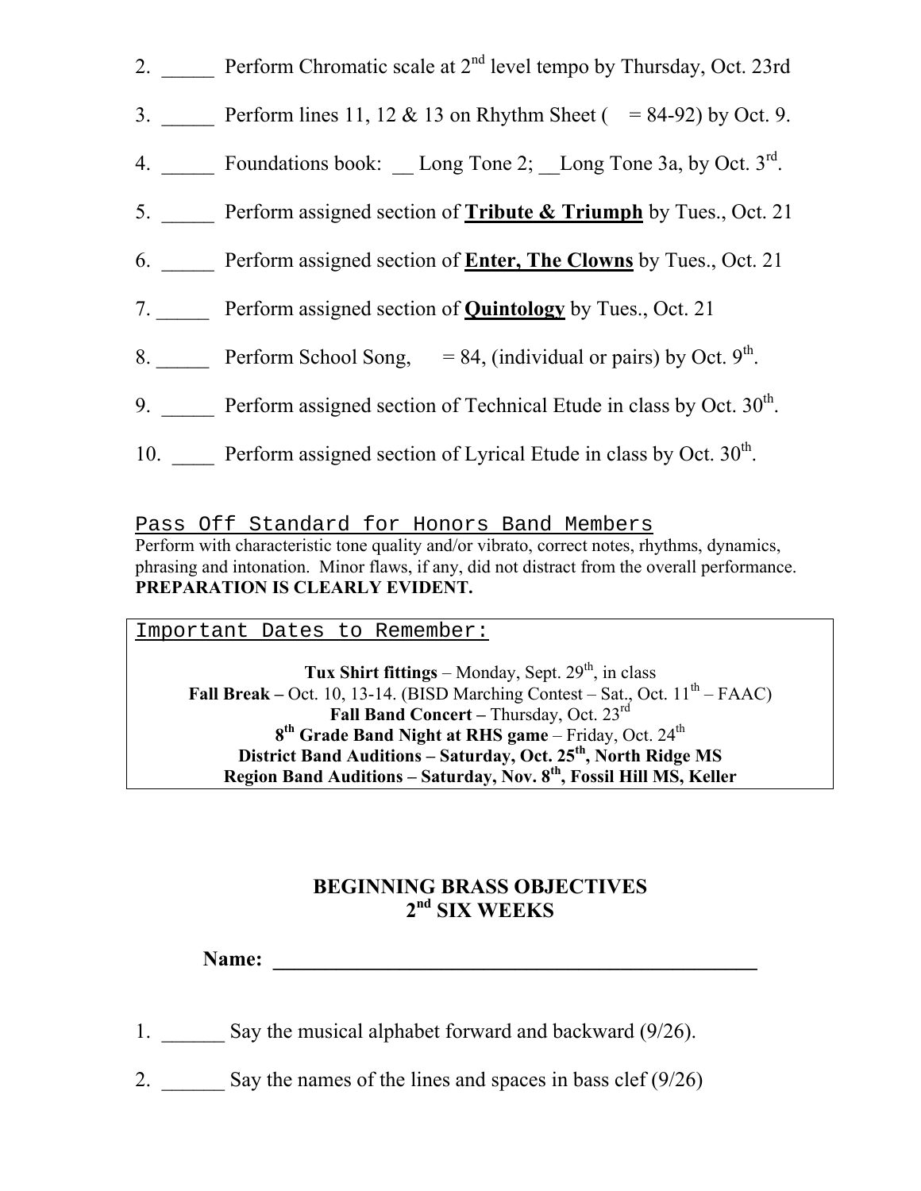2. _____ Perform Chromatic scale at 2nd level tempo by Thursday, Oct. 23rd

3. _____ Perform lines 11, 12 & 13 on Rhythm Sheet (  = 84-92) by Oct. 9.

4. _____ Foundations book: __ Long Tone 2; __Long Tone 3a, by Oct. 3rd.

5. _____ Perform assigned section of **Tribute & Triumph** by Tues., Oct. 21

6. _____ Perform assigned section of **Enter, The Clowns** by Tues., Oct. 21

7. _____ Perform assigned section of **Quintology** by Tues., Oct. 21

8. _____ Perform School Song,  = 84, (individual or pairs) by Oct. 9th.

9. _____ Perform assigned section of Technical Etude in class by Oct. 30th.

10. ____ Perform assigned section of Lyrical Etude in class by Oct. 30th.

Pass Off Standard for Honors Band Members

Perform with characteristic tone quality and/or vibrato, correct notes, rhythms, dynamics, phrasing and intonation. Minor flaws, if any, did not distract from the overall performance. **PREPARATION IS CLEARLY EVIDENT.**

Important Dates to Remember:

**Tux Shirt fittings** – Monday, Sept. 29th, in class
**Fall Break –** Oct. 10, 13-14. (BISD Marching Contest – Sat., Oct. 11th – FAAC)
**Fall Band Concert –** Thursday, Oct. 23rd
**8th Grade Band Night at RHS game** – Friday, Oct. 24th
**District Band Auditions – Saturday, Oct. 25th, North Ridge MS**
**Region Band Auditions – Saturday, Nov. 8th, Fossil Hill MS, Keller**

## BEGINNING BRASS OBJECTIVES
## 2nd SIX WEEKS

**Name: _______________________________________________**

1. ______ Say the musical alphabet forward and backward (9/26).

2. ______ Say the names of the lines and spaces in bass clef (9/26)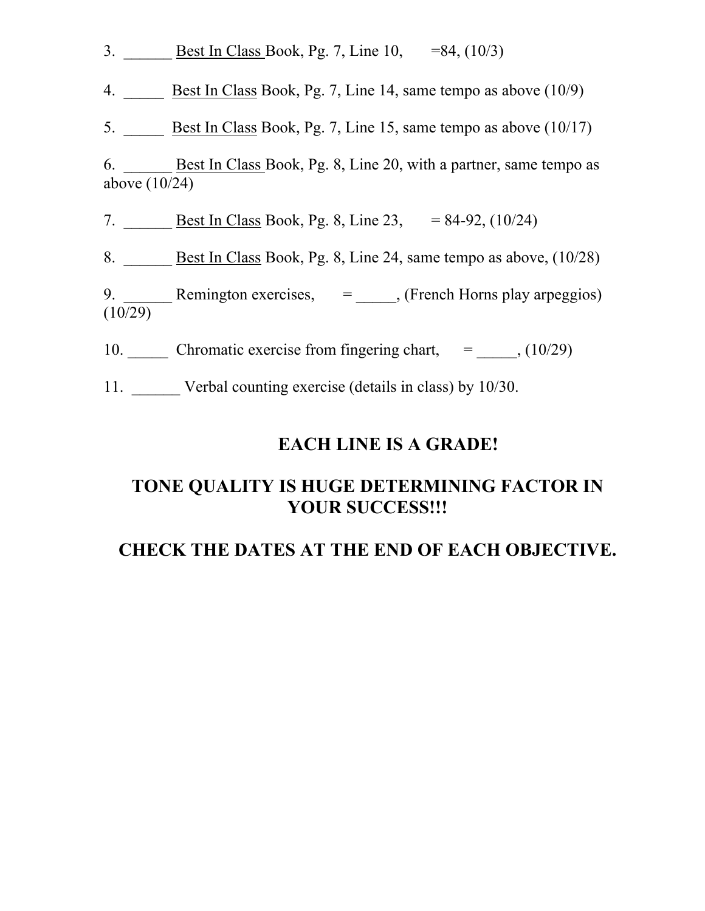3. ______ <u>Best In Class</u> Book, Pg. 7, Line 10, =84, (10/3)

4. _____ <u>Best In Class</u> Book, Pg. 7, Line 14, same tempo as above (10/9)

5. _____ <u>Best In Class</u> Book, Pg. 7, Line 15, same tempo as above (10/17)

6. ______ <u>Best In Class</u> Book, Pg. 8, Line 20, with a partner, same tempo as above (10/24)

7. ______ <u>Best In Class</u> Book, Pg. 8, Line 23, = 84-92, (10/24)

8. ______ <u>Best In Class</u> Book, Pg. 8, Line 24, same tempo as above, (10/28)

9. ______ Remington exercises, = _____, (French Horns play arpeggios) (10/29)

10. _____ Chromatic exercise from fingering chart, = _____, (10/29)

11. ______ Verbal counting exercise (details in class) by 10/30.

## EACH LINE IS A GRADE!

## TONE QUALITY IS HUGE DETERMINING FACTOR IN YOUR SUCCESS!!!

## CHECK THE DATES AT THE END OF EACH OBJECTIVE.